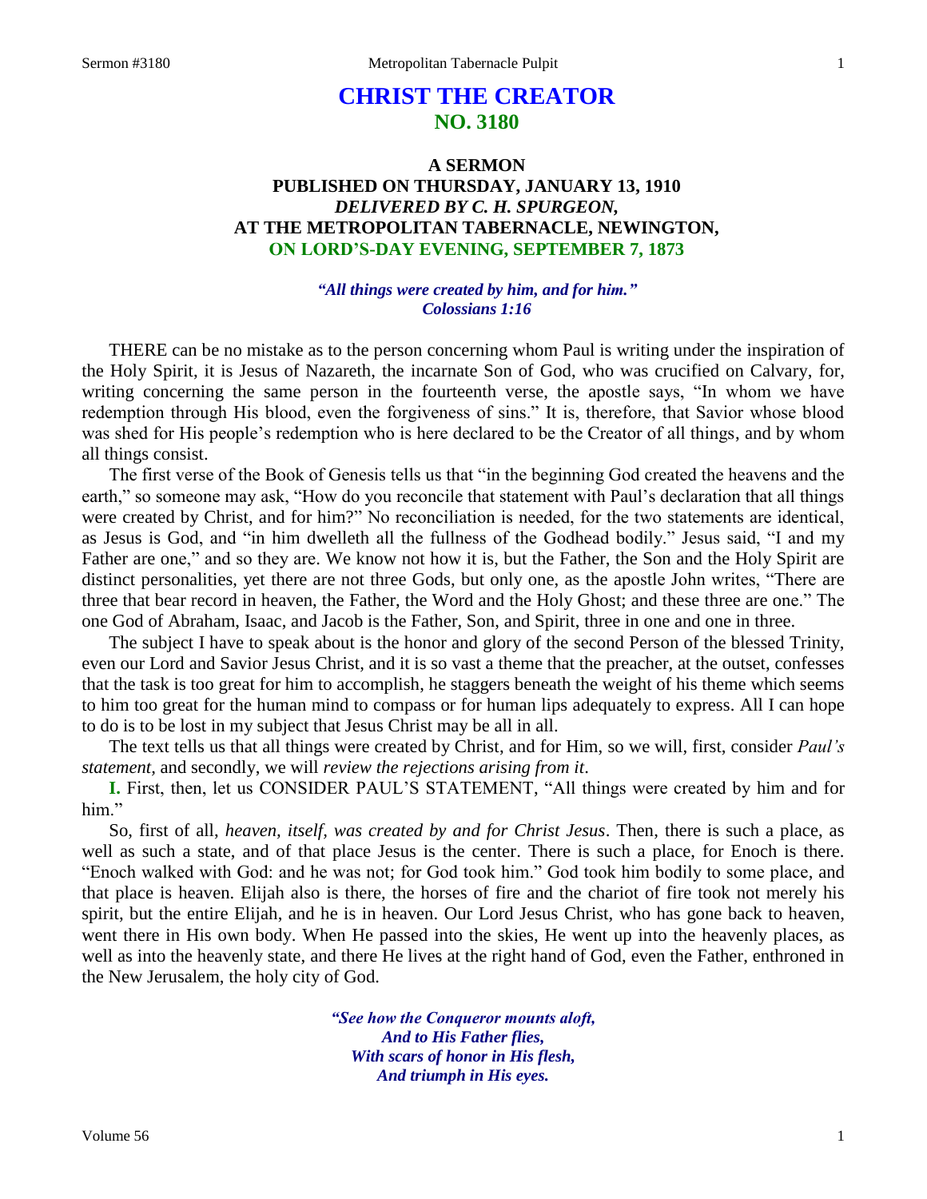# CHRIST THE CREATOR
## NO. 3180

### A SERMON
### PUBLISHED ON THURSDAY, JANUARY 13, 1910
### *DELIVERED BY C. H. SPURGEON,*
### AT THE METROPOLITAN TABERNACLE, NEWINGTON,
### ON LORD'S-DAY EVENING, SEPTEMBER 7, 1873

***"All things were created by him, and for him." Colossians 1:16***

THERE can be no mistake as to the person concerning whom Paul is writing under the inspiration of the Holy Spirit, it is Jesus of Nazareth, the incarnate Son of God, who was crucified on Calvary, for, writing concerning the same person in the fourteenth verse, the apostle says, "In whom we have redemption through His blood, even the forgiveness of sins." It is, therefore, that Savior whose blood was shed for His people's redemption who is here declared to be the Creator of all things, and by whom all things consist.

The first verse of the Book of Genesis tells us that "in the beginning God created the heavens and the earth," so someone may ask, "How do you reconcile that statement with Paul's declaration that all things were created by Christ, and for him?" No reconciliation is needed, for the two statements are identical, as Jesus is God, and "in him dwelleth all the fullness of the Godhead bodily." Jesus said, "I and my Father are one," and so they are. We know not how it is, but the Father, the Son and the Holy Spirit are distinct personalities, yet there are not three Gods, but only one, as the apostle John writes, "There are three that bear record in heaven, the Father, the Word and the Holy Ghost; and these three are one." The one God of Abraham, Isaac, and Jacob is the Father, Son, and Spirit, three in one and one in three.

The subject I have to speak about is the honor and glory of the second Person of the blessed Trinity, even our Lord and Savior Jesus Christ, and it is so vast a theme that the preacher, at the outset, confesses that the task is too great for him to accomplish, he staggers beneath the weight of his theme which seems to him too great for the human mind to compass or for human lips adequately to express. All I can hope to do is to be lost in my subject that Jesus Christ may be all in all.

The text tells us that all things were created by Christ, and for Him, so we will, first, consider *Paul's statement,* and secondly, we will *review the rejections arising from it*.

**I.** First, then, let us CONSIDER PAUL'S STATEMENT, "All things were created by him and for him."

So, first of all, *heaven, itself, was created by and for Christ Jesus*. Then, there is such a place, as well as such a state, and of that place Jesus is the center. There is such a place, for Enoch is there. "Enoch walked with God: and he was not; for God took him." God took him bodily to some place, and that place is heaven. Elijah also is there, the horses of fire and the chariot of fire took not merely his spirit, but the entire Elijah, and he is in heaven. Our Lord Jesus Christ, who has gone back to heaven, went there in His own body. When He passed into the skies, He went up into the heavenly places, as well as into the heavenly state, and there He lives at the right hand of God, even the Father, enthroned in the New Jerusalem, the holy city of God.

*"See how the Conqueror mounts aloft,*
*And to His Father flies,*
*With scars of honor in His flesh,*
*And triumph in His eyes.*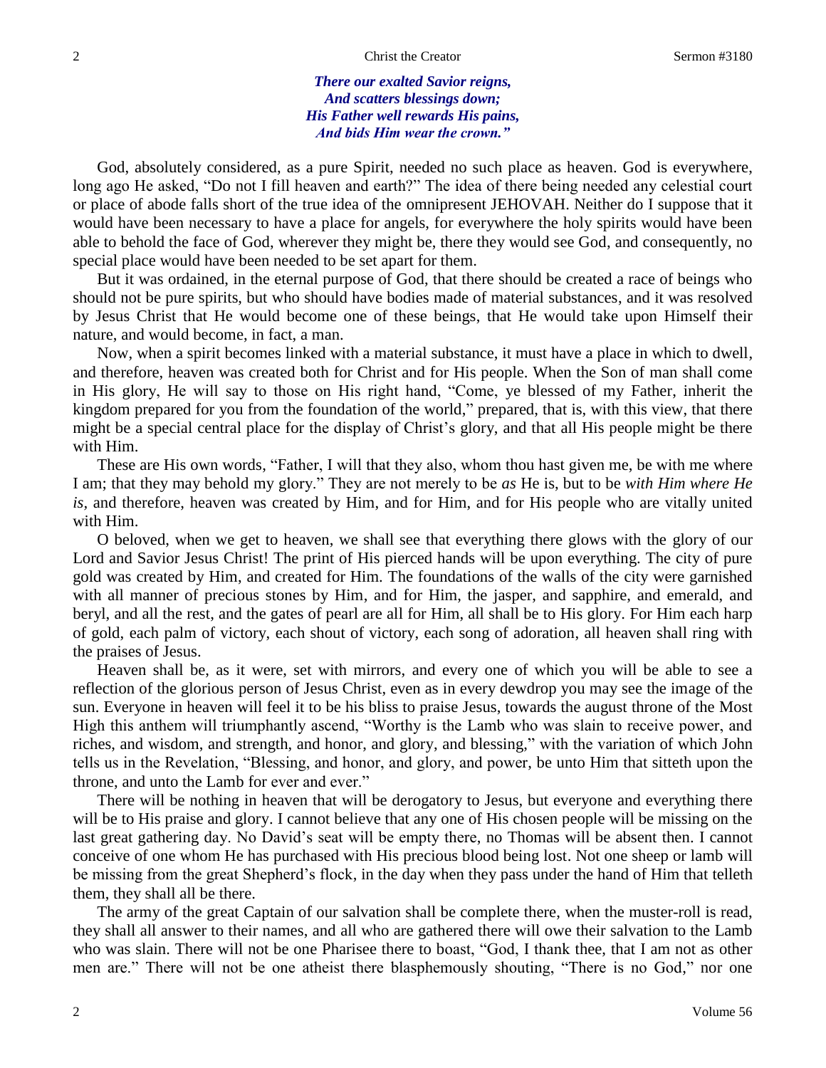***There our exalted Savior reigns,***
***And scatters blessings down;***
***His Father well rewards His pains,***
***And bids Him wear the crown."***

God, absolutely considered, as a pure Spirit, needed no such place as heaven. God is everywhere, long ago He asked, "Do not I fill heaven and earth?" The idea of there being needed any celestial court or place of abode falls short of the true idea of the omnipresent JEHOVAH. Neither do I suppose that it would have been necessary to have a place for angels, for everywhere the holy spirits would have been able to behold the face of God, wherever they might be, there they would see God, and consequently, no special place would have been needed to be set apart for them.

But it was ordained, in the eternal purpose of God, that there should be created a race of beings who should not be pure spirits, but who should have bodies made of material substances, and it was resolved by Jesus Christ that He would become one of these beings, that He would take upon Himself their nature, and would become, in fact, a man.

Now, when a spirit becomes linked with a material substance, it must have a place in which to dwell, and therefore, heaven was created both for Christ and for His people. When the Son of man shall come in His glory, He will say to those on His right hand, "Come, ye blessed of my Father, inherit the kingdom prepared for you from the foundation of the world," prepared, that is, with this view, that there might be a special central place for the display of Christ's glory, and that all His people might be there with Him.

These are His own words, "Father, I will that they also, whom thou hast given me, be with me where I am; that they may behold my glory." They are not merely to be *as* He is, but to be *with Him where He is,* and therefore, heaven was created by Him, and for Him, and for His people who are vitally united with Him.

O beloved, when we get to heaven, we shall see that everything there glows with the glory of our Lord and Savior Jesus Christ! The print of His pierced hands will be upon everything. The city of pure gold was created by Him, and created for Him. The foundations of the walls of the city were garnished with all manner of precious stones by Him, and for Him, the jasper, and sapphire, and emerald, and beryl, and all the rest, and the gates of pearl are all for Him, all shall be to His glory. For Him each harp of gold, each palm of victory, each shout of victory, each song of adoration, all heaven shall ring with the praises of Jesus.

Heaven shall be, as it were, set with mirrors, and every one of which you will be able to see a reflection of the glorious person of Jesus Christ, even as in every dewdrop you may see the image of the sun. Everyone in heaven will feel it to be his bliss to praise Jesus, towards the august throne of the Most High this anthem will triumphantly ascend, "Worthy is the Lamb who was slain to receive power, and riches, and wisdom, and strength, and honor, and glory, and blessing," with the variation of which John tells us in the Revelation, "Blessing, and honor, and glory, and power, be unto Him that sitteth upon the throne, and unto the Lamb for ever and ever."

There will be nothing in heaven that will be derogatory to Jesus, but everyone and everything there will be to His praise and glory. I cannot believe that any one of His chosen people will be missing on the last great gathering day. No David's seat will be empty there, no Thomas will be absent then. I cannot conceive of one whom He has purchased with His precious blood being lost. Not one sheep or lamb will be missing from the great Shepherd's flock, in the day when they pass under the hand of Him that telleth them, they shall all be there.

The army of the great Captain of our salvation shall be complete there, when the muster-roll is read, they shall all answer to their names, and all who are gathered there will owe their salvation to the Lamb who was slain. There will not be one Pharisee there to boast, "God, I thank thee, that I am not as other men are." There will not be one atheist there blasphemously shouting, "There is no God," nor one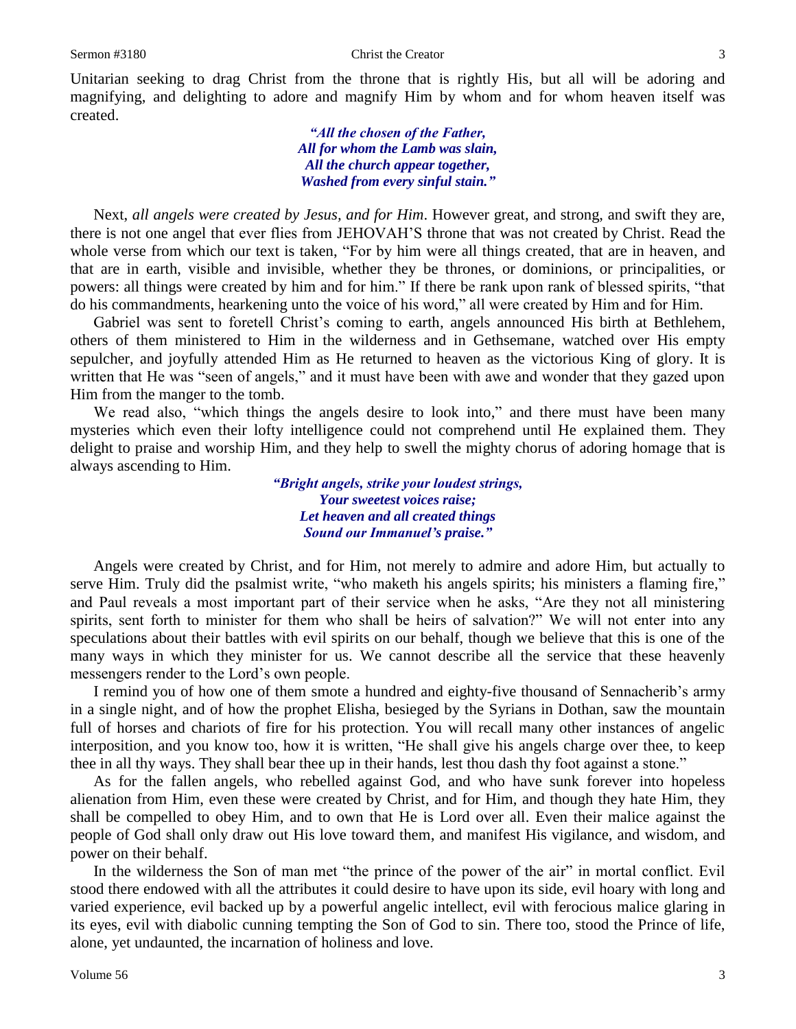Unitarian seeking to drag Christ from the throne that is rightly His, but all will be adoring and magnifying, and delighting to adore and magnify Him by whom and for whom heaven itself was created.

> ***"All the chosen of the Father,***
> ***All for whom the Lamb was slain,***
> ***All the church appear together,***
> ***Washed from every sinful stain."***

Next, *all angels were created by Jesus, and for Him*. However great, and strong, and swift they are, there is not one angel that ever flies from JEHOVAH'S throne that was not created by Christ. Read the whole verse from which our text is taken, "For by him were all things created, that are in heaven, and that are in earth, visible and invisible, whether they be thrones, or dominions, or principalities, or powers: all things were created by him and for him." If there be rank upon rank of blessed spirits, "that do his commandments, hearkening unto the voice of his word," all were created by Him and for Him.

Gabriel was sent to foretell Christ's coming to earth, angels announced His birth at Bethlehem, others of them ministered to Him in the wilderness and in Gethsemane, watched over His empty sepulcher, and joyfully attended Him as He returned to heaven as the victorious King of glory. It is written that He was "seen of angels," and it must have been with awe and wonder that they gazed upon Him from the manger to the tomb.

We read also, "which things the angels desire to look into," and there must have been many mysteries which even their lofty intelligence could not comprehend until He explained them. They delight to praise and worship Him, and they help to swell the mighty chorus of adoring homage that is always ascending to Him.

> ***"Bright angels, strike your loudest strings,***
> ***Your sweetest voices raise;***
> ***Let heaven and all created things***
> ***Sound our Immanuel's praise."***

Angels were created by Christ, and for Him, not merely to admire and adore Him, but actually to serve Him. Truly did the psalmist write, "who maketh his angels spirits; his ministers a flaming fire," and Paul reveals a most important part of their service when he asks, "Are they not all ministering spirits, sent forth to minister for them who shall be heirs of salvation?" We will not enter into any speculations about their battles with evil spirits on our behalf, though we believe that this is one of the many ways in which they minister for us. We cannot describe all the service that these heavenly messengers render to the Lord's own people.

I remind you of how one of them smote a hundred and eighty-five thousand of Sennacherib's army in a single night, and of how the prophet Elisha, besieged by the Syrians in Dothan, saw the mountain full of horses and chariots of fire for his protection. You will recall many other instances of angelic interposition, and you know too, how it is written, "He shall give his angels charge over thee, to keep thee in all thy ways. They shall bear thee up in their hands, lest thou dash thy foot against a stone."

As for the fallen angels, who rebelled against God, and who have sunk forever into hopeless alienation from Him, even these were created by Christ, and for Him, and though they hate Him, they shall be compelled to obey Him, and to own that He is Lord over all. Even their malice against the people of God shall only draw out His love toward them, and manifest His vigilance, and wisdom, and power on their behalf.

In the wilderness the Son of man met "the prince of the power of the air" in mortal conflict. Evil stood there endowed with all the attributes it could desire to have upon its side, evil hoary with long and varied experience, evil backed up by a powerful angelic intellect, evil with ferocious malice glaring in its eyes, evil with diabolic cunning tempting the Son of God to sin. There too, stood the Prince of life, alone, yet undaunted, the incarnation of holiness and love.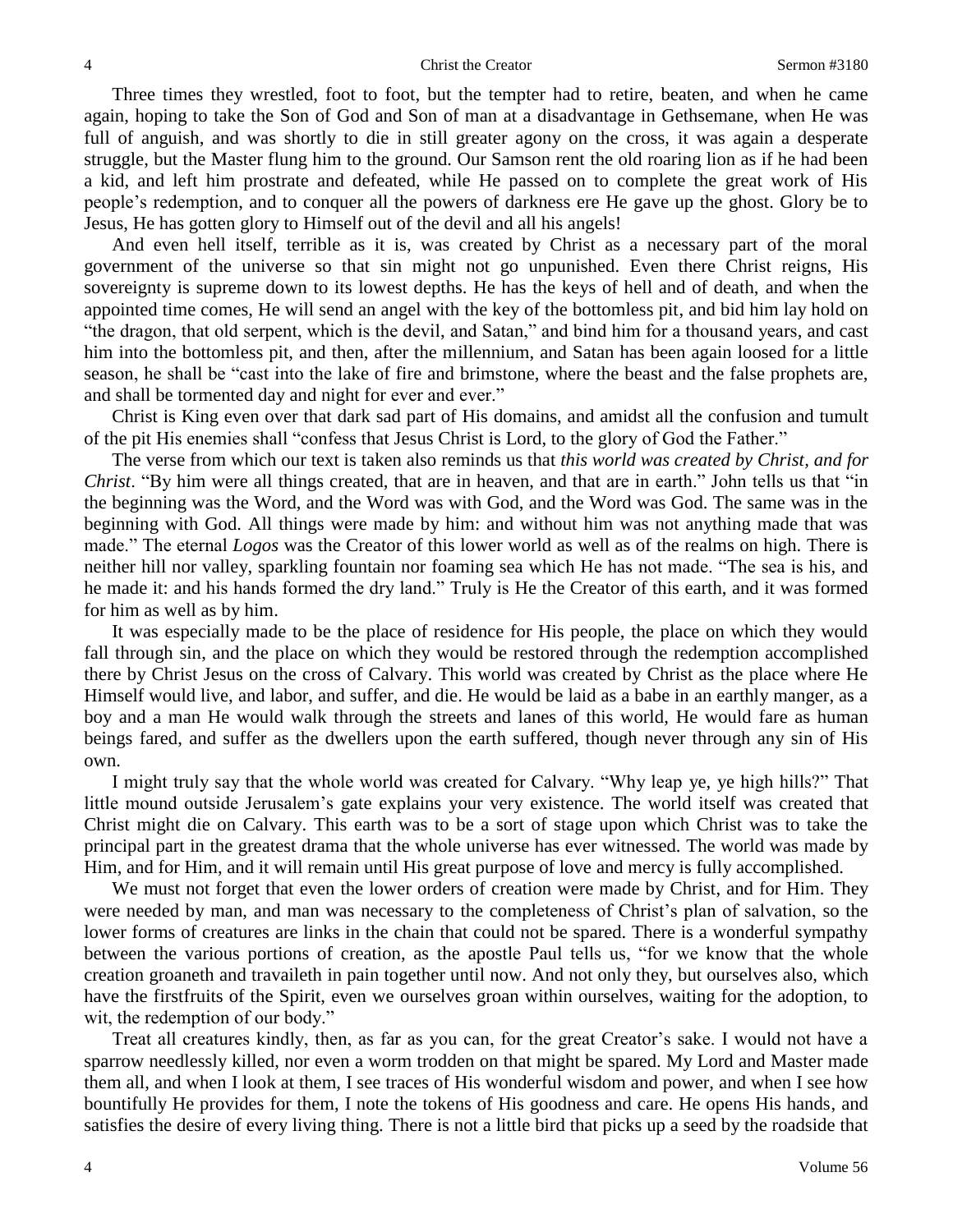Three times they wrestled, foot to foot, but the tempter had to retire, beaten, and when he came again, hoping to take the Son of God and Son of man at a disadvantage in Gethsemane, when He was full of anguish, and was shortly to die in still greater agony on the cross, it was again a desperate struggle, but the Master flung him to the ground. Our Samson rent the old roaring lion as if he had been a kid, and left him prostrate and defeated, while He passed on to complete the great work of His people's redemption, and to conquer all the powers of darkness ere He gave up the ghost. Glory be to Jesus, He has gotten glory to Himself out of the devil and all his angels!

And even hell itself, terrible as it is, was created by Christ as a necessary part of the moral government of the universe so that sin might not go unpunished. Even there Christ reigns, His sovereignty is supreme down to its lowest depths. He has the keys of hell and of death, and when the appointed time comes, He will send an angel with the key of the bottomless pit, and bid him lay hold on "the dragon, that old serpent, which is the devil, and Satan," and bind him for a thousand years, and cast him into the bottomless pit, and then, after the millennium, and Satan has been again loosed for a little season, he shall be "cast into the lake of fire and brimstone, where the beast and the false prophets are, and shall be tormented day and night for ever and ever."

Christ is King even over that dark sad part of His domains, and amidst all the confusion and tumult of the pit His enemies shall "confess that Jesus Christ is Lord, to the glory of God the Father."

The verse from which our text is taken also reminds us that *this world was created by Christ, and for Christ*. "By him were all things created, that are in heaven, and that are in earth." John tells us that "in the beginning was the Word, and the Word was with God, and the Word was God. The same was in the beginning with God. All things were made by him: and without him was not anything made that was made." The eternal *Logos* was the Creator of this lower world as well as of the realms on high. There is neither hill nor valley, sparkling fountain nor foaming sea which He has not made. "The sea is his, and he made it: and his hands formed the dry land." Truly is He the Creator of this earth, and it was formed for him as well as by him.

It was especially made to be the place of residence for His people, the place on which they would fall through sin, and the place on which they would be restored through the redemption accomplished there by Christ Jesus on the cross of Calvary. This world was created by Christ as the place where He Himself would live, and labor, and suffer, and die. He would be laid as a babe in an earthly manger, as a boy and a man He would walk through the streets and lanes of this world, He would fare as human beings fared, and suffer as the dwellers upon the earth suffered, though never through any sin of His own.

I might truly say that the whole world was created for Calvary. "Why leap ye, ye high hills?" That little mound outside Jerusalem's gate explains your very existence. The world itself was created that Christ might die on Calvary. This earth was to be a sort of stage upon which Christ was to take the principal part in the greatest drama that the whole universe has ever witnessed. The world was made by Him, and for Him, and it will remain until His great purpose of love and mercy is fully accomplished.

We must not forget that even the lower orders of creation were made by Christ, and for Him. They were needed by man, and man was necessary to the completeness of Christ's plan of salvation, so the lower forms of creatures are links in the chain that could not be spared. There is a wonderful sympathy between the various portions of creation, as the apostle Paul tells us, "for we know that the whole creation groaneth and travaileth in pain together until now. And not only they, but ourselves also, which have the firstfruits of the Spirit, even we ourselves groan within ourselves, waiting for the adoption, to wit, the redemption of our body."

Treat all creatures kindly, then, as far as you can, for the great Creator's sake. I would not have a sparrow needlessly killed, nor even a worm trodden on that might be spared. My Lord and Master made them all, and when I look at them, I see traces of His wonderful wisdom and power, and when I see how bountifully He provides for them, I note the tokens of His goodness and care. He opens His hands, and satisfies the desire of every living thing. There is not a little bird that picks up a seed by the roadside that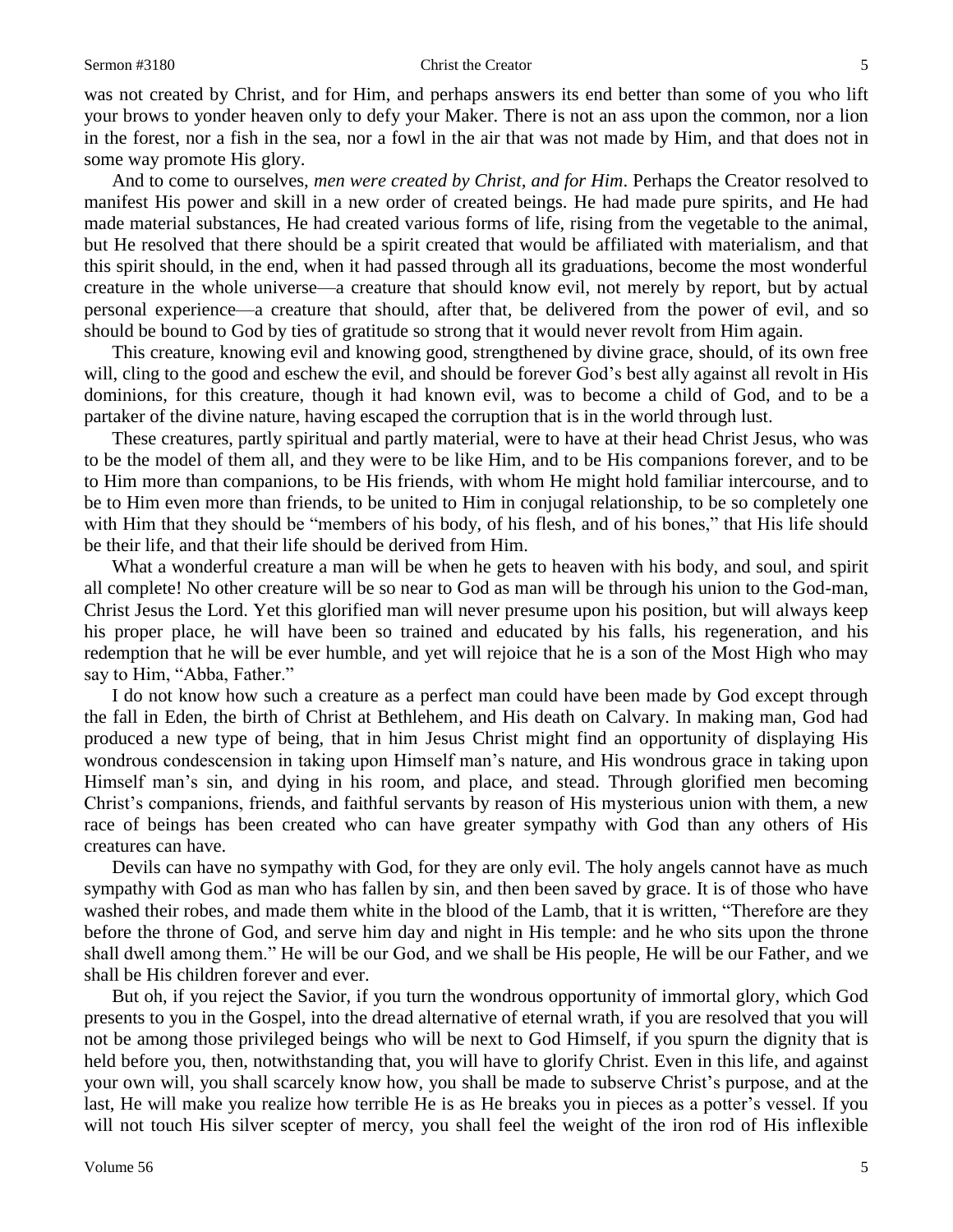was not created by Christ, and for Him, and perhaps answers its end better than some of you who lift your brows to yonder heaven only to defy your Maker. There is not an ass upon the common, nor a lion in the forest, nor a fish in the sea, nor a fowl in the air that was not made by Him, and that does not in some way promote His glory.

And to come to ourselves, *men were created by Christ, and for Him*. Perhaps the Creator resolved to manifest His power and skill in a new order of created beings. He had made pure spirits, and He had made material substances, He had created various forms of life, rising from the vegetable to the animal, but He resolved that there should be a spirit created that would be affiliated with materialism, and that this spirit should, in the end, when it had passed through all its graduations, become the most wonderful creature in the whole universe—a creature that should know evil, not merely by report, but by actual personal experience—a creature that should, after that, be delivered from the power of evil, and so should be bound to God by ties of gratitude so strong that it would never revolt from Him again.

This creature, knowing evil and knowing good, strengthened by divine grace, should, of its own free will, cling to the good and eschew the evil, and should be forever God's best ally against all revolt in His dominions, for this creature, though it had known evil, was to become a child of God, and to be a partaker of the divine nature, having escaped the corruption that is in the world through lust.

These creatures, partly spiritual and partly material, were to have at their head Christ Jesus, who was to be the model of them all, and they were to be like Him, and to be His companions forever, and to be to Him more than companions, to be His friends, with whom He might hold familiar intercourse, and to be to Him even more than friends, to be united to Him in conjugal relationship, to be so completely one with Him that they should be "members of his body, of his flesh, and of his bones," that His life should be their life, and that their life should be derived from Him.

What a wonderful creature a man will be when he gets to heaven with his body, and soul, and spirit all complete! No other creature will be so near to God as man will be through his union to the God-man, Christ Jesus the Lord. Yet this glorified man will never presume upon his position, but will always keep his proper place, he will have been so trained and educated by his falls, his regeneration, and his redemption that he will be ever humble, and yet will rejoice that he is a son of the Most High who may say to Him, "Abba, Father."

I do not know how such a creature as a perfect man could have been made by God except through the fall in Eden, the birth of Christ at Bethlehem, and His death on Calvary. In making man, God had produced a new type of being, that in him Jesus Christ might find an opportunity of displaying His wondrous condescension in taking upon Himself man's nature, and His wondrous grace in taking upon Himself man's sin, and dying in his room, and place, and stead. Through glorified men becoming Christ's companions, friends, and faithful servants by reason of His mysterious union with them, a new race of beings has been created who can have greater sympathy with God than any others of His creatures can have.

Devils can have no sympathy with God, for they are only evil. The holy angels cannot have as much sympathy with God as man who has fallen by sin, and then been saved by grace. It is of those who have washed their robes, and made them white in the blood of the Lamb, that it is written, "Therefore are they before the throne of God, and serve him day and night in His temple: and he who sits upon the throne shall dwell among them." He will be our God, and we shall be His people, He will be our Father, and we shall be His children forever and ever.

But oh, if you reject the Savior, if you turn the wondrous opportunity of immortal glory, which God presents to you in the Gospel, into the dread alternative of eternal wrath, if you are resolved that you will not be among those privileged beings who will be next to God Himself, if you spurn the dignity that is held before you, then, notwithstanding that, you will have to glorify Christ. Even in this life, and against your own will, you shall scarcely know how, you shall be made to subserve Christ's purpose, and at the last, He will make you realize how terrible He is as He breaks you in pieces as a potter's vessel. If you will not touch His silver scepter of mercy, you shall feel the weight of the iron rod of His inflexible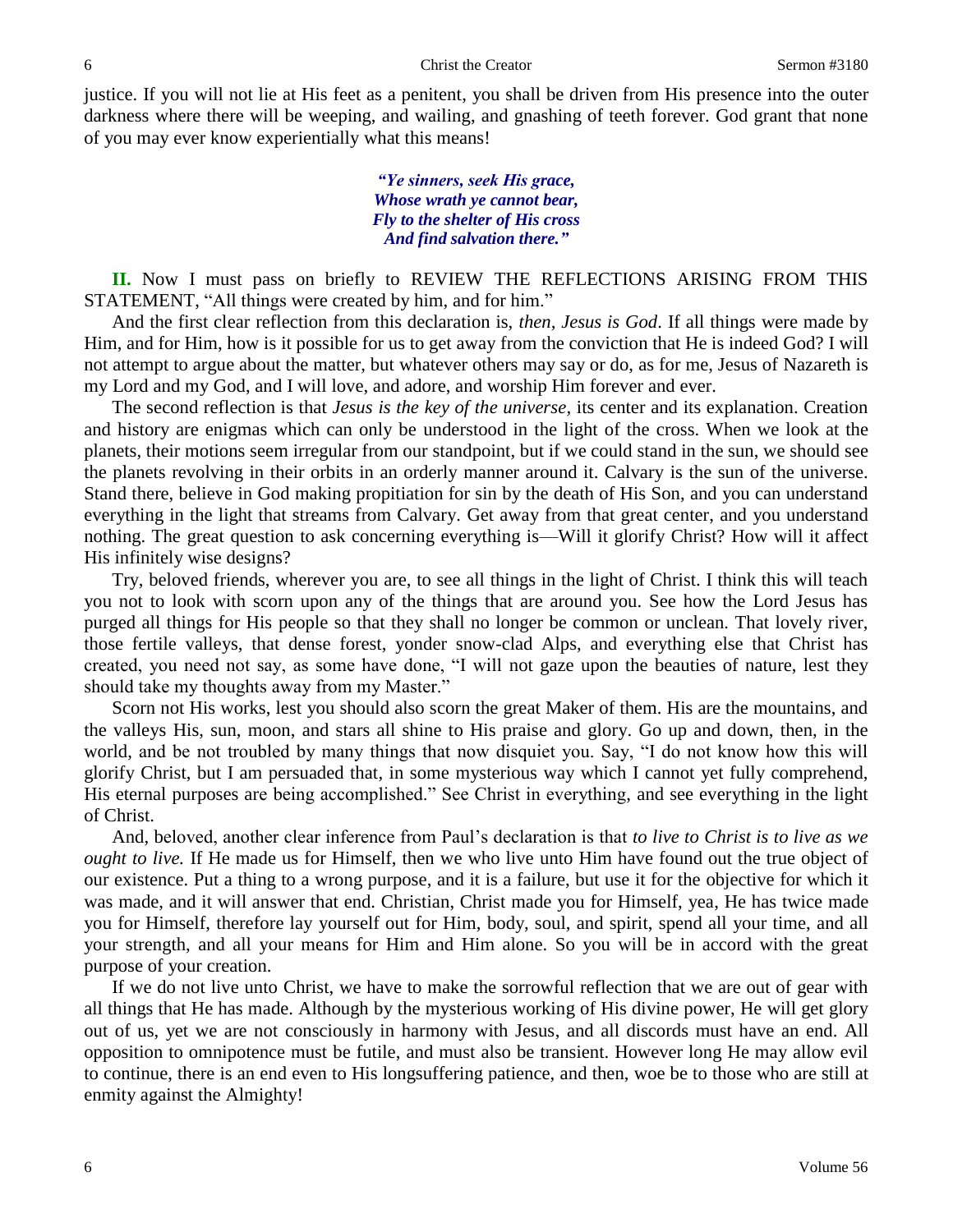justice. If you will not lie at His feet as a penitent, you shall be driven from His presence into the outer darkness where there will be weeping, and wailing, and gnashing of teeth forever. God grant that none of you may ever know experientially what this means!

> ***"Ye sinners, seek His grace,***
> ***Whose wrath ye cannot bear,***
> ***Fly to the shelter of His cross***
> ***And find salvation there."***

**II.** Now I must pass on briefly to REVIEW THE REFLECTIONS ARISING FROM THIS STATEMENT, "All things were created by him, and for him."

And the first clear reflection from this declaration is, *then, Jesus is God*. If all things were made by Him, and for Him, how is it possible for us to get away from the conviction that He is indeed God? I will not attempt to argue about the matter, but whatever others may say or do, as for me, Jesus of Nazareth is my Lord and my God, and I will love, and adore, and worship Him forever and ever.

The second reflection is that *Jesus is the key of the universe*, its center and its explanation. Creation and history are enigmas which can only be understood in the light of the cross. When we look at the planets, their motions seem irregular from our standpoint, but if we could stand in the sun, we should see the planets revolving in their orbits in an orderly manner around it. Calvary is the sun of the universe. Stand there, believe in God making propitiation for sin by the death of His Son, and you can understand everything in the light that streams from Calvary. Get away from that great center, and you understand nothing. The great question to ask concerning everything is—Will it glorify Christ? How will it affect His infinitely wise designs?

Try, beloved friends, wherever you are, to see all things in the light of Christ. I think this will teach you not to look with scorn upon any of the things that are around you. See how the Lord Jesus has purged all things for His people so that they shall no longer be common or unclean. That lovely river, those fertile valleys, that dense forest, yonder snow-clad Alps, and everything else that Christ has created, you need not say, as some have done, "I will not gaze upon the beauties of nature, lest they should take my thoughts away from my Master."

Scorn not His works, lest you should also scorn the great Maker of them. His are the mountains, and the valleys His, sun, moon, and stars all shine to His praise and glory. Go up and down, then, in the world, and be not troubled by many things that now disquiet you. Say, "I do not know how this will glorify Christ, but I am persuaded that, in some mysterious way which I cannot yet fully comprehend, His eternal purposes are being accomplished." See Christ in everything, and see everything in the light of Christ.

And, beloved, another clear inference from Paul's declaration is that *to live to Christ is to live as we ought to live.* If He made us for Himself, then we who live unto Him have found out the true object of our existence. Put a thing to a wrong purpose, and it is a failure, but use it for the objective for which it was made, and it will answer that end. Christian, Christ made you for Himself, yea, He has twice made you for Himself, therefore lay yourself out for Him, body, soul, and spirit, spend all your time, and all your strength, and all your means for Him and Him alone. So you will be in accord with the great purpose of your creation.

If we do not live unto Christ, we have to make the sorrowful reflection that we are out of gear with all things that He has made. Although by the mysterious working of His divine power, He will get glory out of us, yet we are not consciously in harmony with Jesus, and all discords must have an end. All opposition to omnipotence must be futile, and must also be transient. However long He may allow evil to continue, there is an end even to His longsuffering patience, and then, woe be to those who are still at enmity against the Almighty!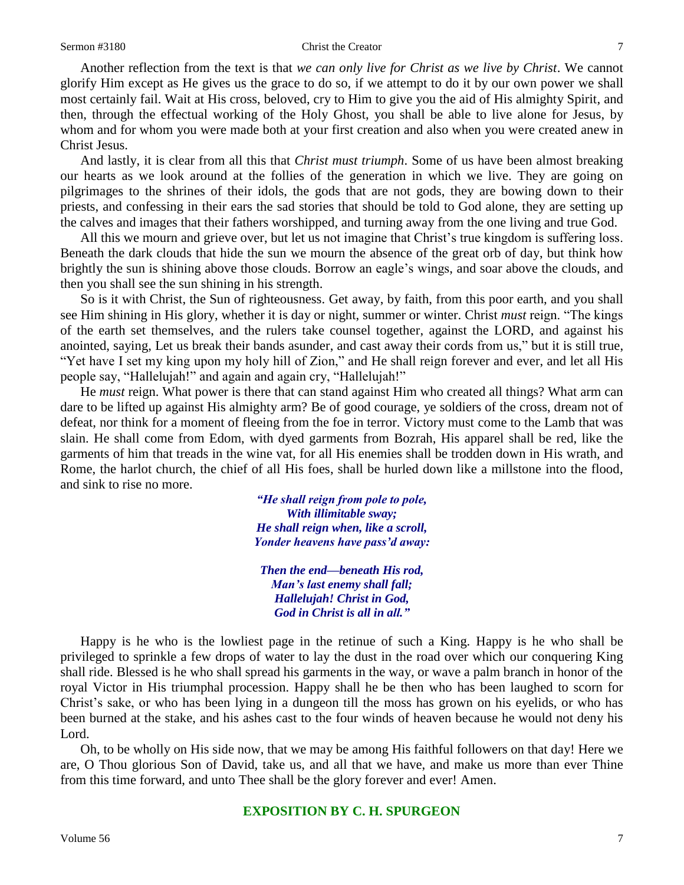Another reflection from the text is that *we can only live for Christ as we live by Christ*. We cannot glorify Him except as He gives us the grace to do so, if we attempt to do it by our own power we shall most certainly fail. Wait at His cross, beloved, cry to Him to give you the aid of His almighty Spirit, and then, through the effectual working of the Holy Ghost, you shall be able to live alone for Jesus, by whom and for whom you were made both at your first creation and also when you were created anew in Christ Jesus.

And lastly, it is clear from all this that *Christ must triumph*. Some of us have been almost breaking our hearts as we look around at the follies of the generation in which we live. They are going on pilgrimages to the shrines of their idols, the gods that are not gods, they are bowing down to their priests, and confessing in their ears the sad stories that should be told to God alone, they are setting up the calves and images that their fathers worshipped, and turning away from the one living and true God.

All this we mourn and grieve over, but let us not imagine that Christ's true kingdom is suffering loss. Beneath the dark clouds that hide the sun we mourn the absence of the great orb of day, but think how brightly the sun is shining above those clouds. Borrow an eagle's wings, and soar above the clouds, and then you shall see the sun shining in his strength.

So is it with Christ, the Sun of righteousness. Get away, by faith, from this poor earth, and you shall see Him shining in His glory, whether it is day or night, summer or winter. Christ *must* reign. "The kings of the earth set themselves, and the rulers take counsel together, against the LORD, and against his anointed, saying, Let us break their bands asunder, and cast away their cords from us," but it is still true, "Yet have I set my king upon my holy hill of Zion," and He shall reign forever and ever, and let all His people say, "Hallelujah!" and again and again cry, "Hallelujah!"

He *must* reign. What power is there that can stand against Him who created all things? What arm can dare to be lifted up against His almighty arm? Be of good courage, ye soldiers of the cross, dream not of defeat, nor think for a moment of fleeing from the foe in terror. Victory must come to the Lamb that was slain. He shall come from Edom, with dyed garments from Bozrah, His apparel shall be red, like the garments of him that treads in the wine vat, for all His enemies shall be trodden down in His wrath, and Rome, the harlot church, the chief of all His foes, shall be hurled down like a millstone into the flood, and sink to rise no more.

> ***"He shall reign from pole to pole,***
> ***With illimitable sway;***
> ***He shall reign when, like a scroll,***
> ***Yonder heavens have pass'd away:***
>
> ***Then the end—beneath His rod,***
> ***Man's last enemy shall fall;***
> ***Hallelujah! Christ in God,***
> ***God in Christ is all in all."***

Happy is he who is the lowliest page in the retinue of such a King. Happy is he who shall be privileged to sprinkle a few drops of water to lay the dust in the road over which our conquering King shall ride. Blessed is he who shall spread his garments in the way, or wave a palm branch in honor of the royal Victor in His triumphal procession. Happy shall he be then who has been laughed to scorn for Christ's sake, or who has been lying in a dungeon till the moss has grown on his eyelids, or who has been burned at the stake, and his ashes cast to the four winds of heaven because he would not deny his Lord.

Oh, to be wholly on His side now, that we may be among His faithful followers on that day! Here we are, O Thou glorious Son of David, take us, and all that we have, and make us more than ever Thine from this time forward, and unto Thee shall be the glory forever and ever! Amen.

## EXPOSITION BY C. H. SPURGEON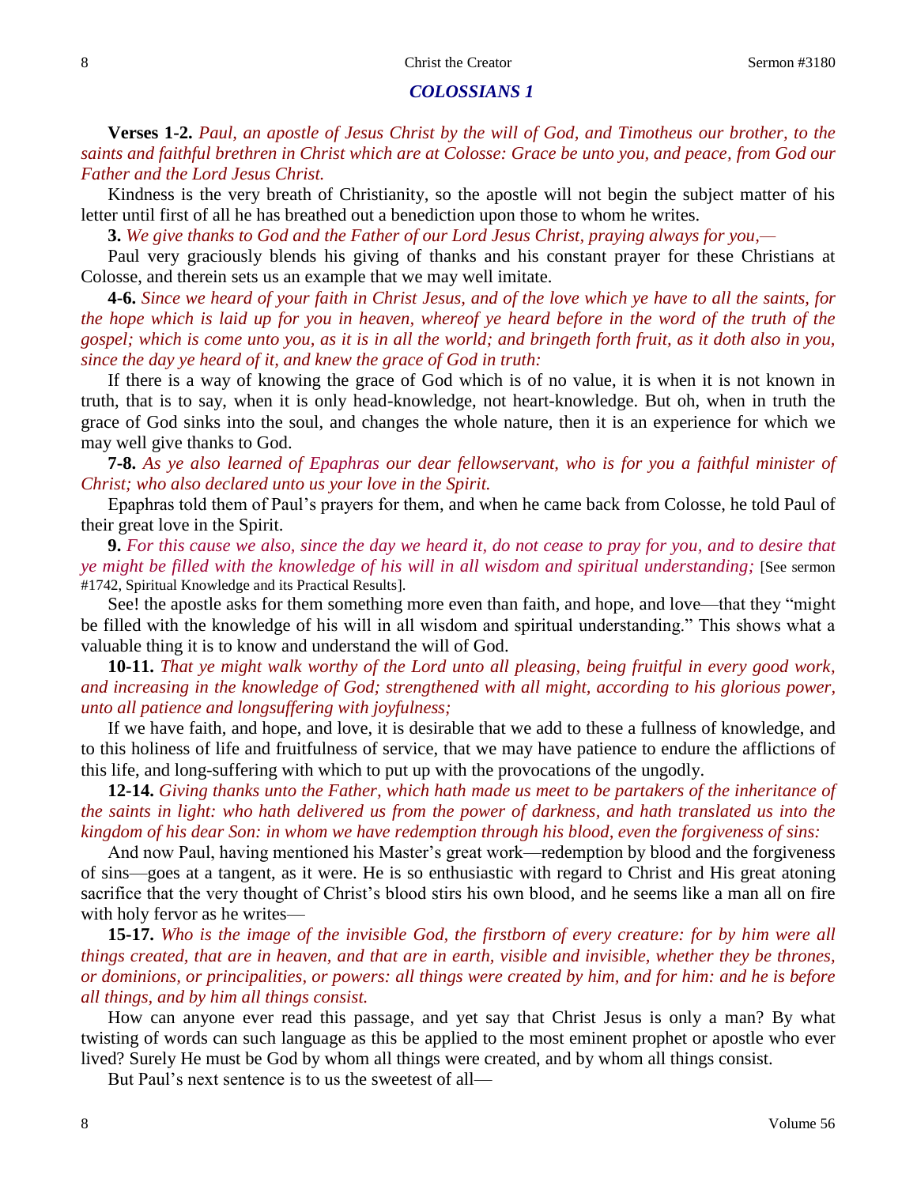## *COLOSSIANS 1*

**Verses 1-2.** *Paul, an apostle of Jesus Christ by the will of God, and Timotheus our brother, to the saints and faithful brethren in Christ which are at Colosse: Grace be unto you, and peace, from God our Father and the Lord Jesus Christ.*

Kindness is the very breath of Christianity, so the apostle will not begin the subject matter of his letter until first of all he has breathed out a benediction upon those to whom he writes.

**3.** *We give thanks to God and the Father of our Lord Jesus Christ, praying always for you,—*

Paul very graciously blends his giving of thanks and his constant prayer for these Christians at Colosse, and therein sets us an example that we may well imitate.

**4-6.** *Since we heard of your faith in Christ Jesus, and of the love which ye have to all the saints, for the hope which is laid up for you in heaven, whereof ye heard before in the word of the truth of the gospel; which is come unto you, as it is in all the world; and bringeth forth fruit, as it doth also in you, since the day ye heard of it, and knew the grace of God in truth:*

If there is a way of knowing the grace of God which is of no value, it is when it is not known in truth, that is to say, when it is only head-knowledge, not heart-knowledge. But oh, when in truth the grace of God sinks into the soul, and changes the whole nature, then it is an experience for which we may well give thanks to God.

**7-8.** *As ye also learned of Epaphras our dear fellowservant, who is for you a faithful minister of Christ; who also declared unto us your love in the Spirit.*

Epaphras told them of Paul's prayers for them, and when he came back from Colosse, he told Paul of their great love in the Spirit.

**9.** *For this cause we also, since the day we heard it, do not cease to pray for you, and to desire that ye might be filled with the knowledge of his will in all wisdom and spiritual understanding;* [See sermon #1742, Spiritual Knowledge and its Practical Results].

See! the apostle asks for them something more even than faith, and hope, and love—that they "might be filled with the knowledge of his will in all wisdom and spiritual understanding." This shows what a valuable thing it is to know and understand the will of God.

**10-11.** *That ye might walk worthy of the Lord unto all pleasing, being fruitful in every good work, and increasing in the knowledge of God; strengthened with all might, according to his glorious power, unto all patience and longsuffering with joyfulness;*

If we have faith, and hope, and love, it is desirable that we add to these a fullness of knowledge, and to this holiness of life and fruitfulness of service, that we may have patience to endure the afflictions of this life, and long-suffering with which to put up with the provocations of the ungodly.

**12-14.** *Giving thanks unto the Father, which hath made us meet to be partakers of the inheritance of the saints in light: who hath delivered us from the power of darkness, and hath translated us into the kingdom of his dear Son: in whom we have redemption through his blood, even the forgiveness of sins:*

And now Paul, having mentioned his Master's great work—redemption by blood and the forgiveness of sins—goes at a tangent, as it were. He is so enthusiastic with regard to Christ and His great atoning sacrifice that the very thought of Christ's blood stirs his own blood, and he seems like a man all on fire with holy fervor as he writes—

**15-17.** *Who is the image of the invisible God, the firstborn of every creature: for by him were all things created, that are in heaven, and that are in earth, visible and invisible, whether they be thrones, or dominions, or principalities, or powers: all things were created by him, and for him: and he is before all things, and by him all things consist.*

How can anyone ever read this passage, and yet say that Christ Jesus is only a man? By what twisting of words can such language as this be applied to the most eminent prophet or apostle who ever lived? Surely He must be God by whom all things were created, and by whom all things consist.

But Paul's next sentence is to us the sweetest of all—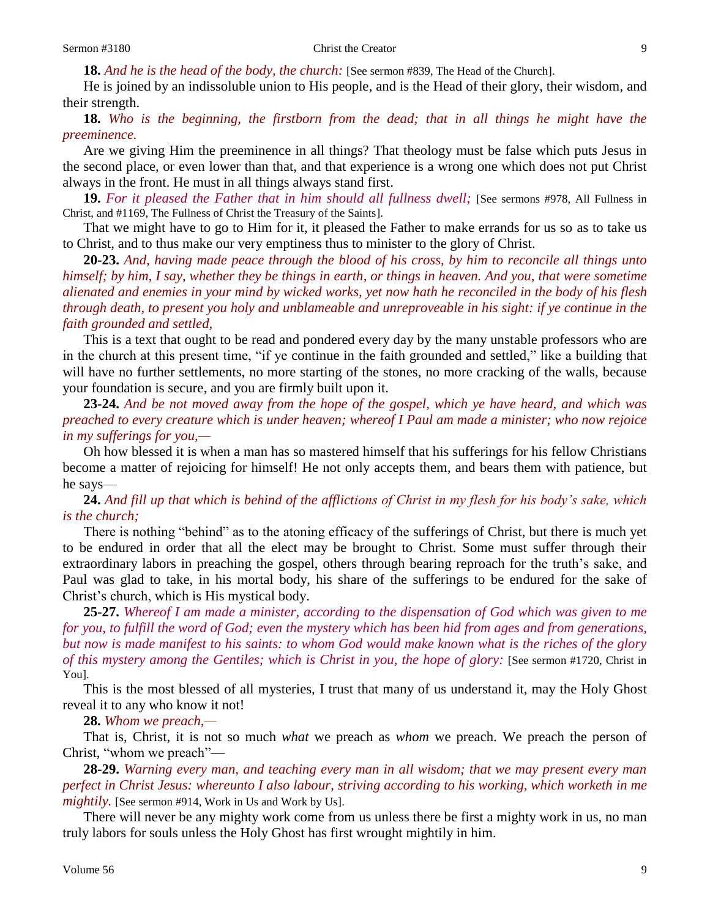**18.** *And he is the head of the body, the church:* [See sermon #839, The Head of the Church].

He is joined by an indissoluble union to His people, and is the Head of their glory, their wisdom, and their strength.

**18.** *Who is the beginning, the firstborn from the dead; that in all things he might have the preeminence.*

Are we giving Him the preeminence in all things? That theology must be false which puts Jesus in the second place, or even lower than that, and that experience is a wrong one which does not put Christ always in the front. He must in all things always stand first.

**19.** *For it pleased the Father that in him should all fullness dwell;* [See sermons #978, All Fullness in Christ, and #1169, The Fullness of Christ the Treasury of the Saints].

That we might have to go to Him for it, it pleased the Father to make errands for us so as to take us to Christ, and to thus make our very emptiness thus to minister to the glory of Christ.

**20-23.** *And, having made peace through the blood of his cross, by him to reconcile all things unto himself; by him, I say, whether they be things in earth, or things in heaven. And you, that were sometime alienated and enemies in your mind by wicked works, yet now hath he reconciled in the body of his flesh through death, to present you holy and unblameable and unreproveable in his sight: if ye continue in the faith grounded and settled,*

This is a text that ought to be read and pondered every day by the many unstable professors who are in the church at this present time, "if ye continue in the faith grounded and settled," like a building that will have no further settlements, no more starting of the stones, no more cracking of the walls, because your foundation is secure, and you are firmly built upon it.

**23-24.** *And be not moved away from the hope of the gospel, which ye have heard, and which was preached to every creature which is under heaven; whereof I Paul am made a minister; who now rejoice in my sufferings for you,—*

Oh how blessed it is when a man has so mastered himself that his sufferings for his fellow Christians become a matter of rejoicing for himself! He not only accepts them, and bears them with patience, but he says—

**24.** *And fill up that which is behind of the afflictions of Christ in my flesh for his body's sake, which is the church;*

There is nothing "behind" as to the atoning efficacy of the sufferings of Christ, but there is much yet to be endured in order that all the elect may be brought to Christ. Some must suffer through their extraordinary labors in preaching the gospel, others through bearing reproach for the truth's sake, and Paul was glad to take, in his mortal body, his share of the sufferings to be endured for the sake of Christ's church, which is His mystical body.

**25-27.** *Whereof I am made a minister, according to the dispensation of God which was given to me for you, to fulfill the word of God; even the mystery which has been hid from ages and from generations, but now is made manifest to his saints: to whom God would make known what is the riches of the glory of this mystery among the Gentiles; which is Christ in you, the hope of glory:* [See sermon #1720, Christ in You].

This is the most blessed of all mysteries, I trust that many of us understand it, may the Holy Ghost reveal it to any who know it not!

**28.** *Whom we preach,—*

That is, Christ, it is not so much *what* we preach as *whom* we preach. We preach the person of Christ, "whom we preach"—

**28-29.** *Warning every man, and teaching every man in all wisdom; that we may present every man perfect in Christ Jesus: whereunto I also labour, striving according to his working, which worketh in me mightily.* [See sermon #914, Work in Us and Work by Us].

There will never be any mighty work come from us unless there be first a mighty work in us, no man truly labors for souls unless the Holy Ghost has first wrought mightily in him.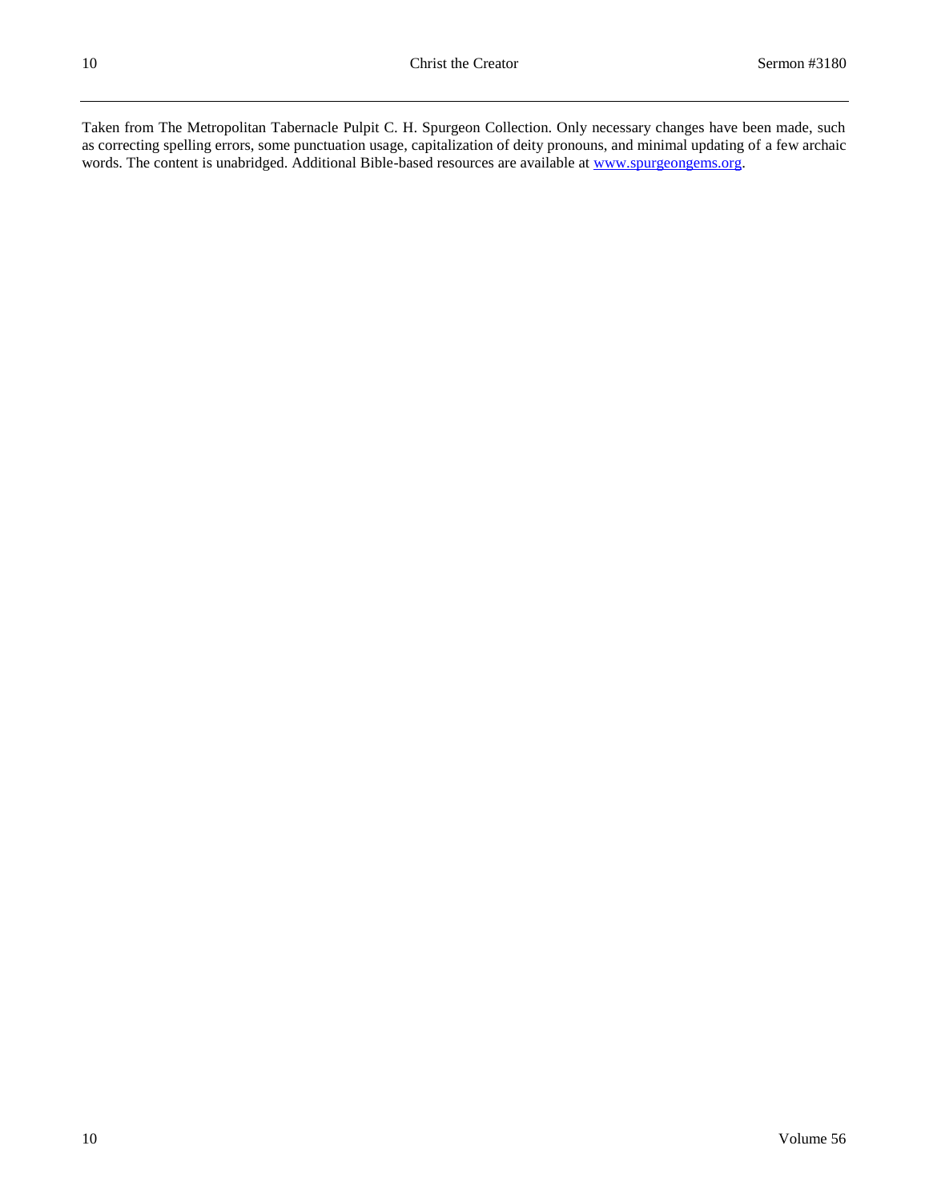Taken from The Metropolitan Tabernacle Pulpit C. H. Spurgeon Collection. Only necessary changes have been made, such as correcting spelling errors, some punctuation usage, capitalization of deity pronouns, and minimal updating of a few archaic words. The content is unabridged. Additional Bible-based resources are available at www.spurgeongems.org.